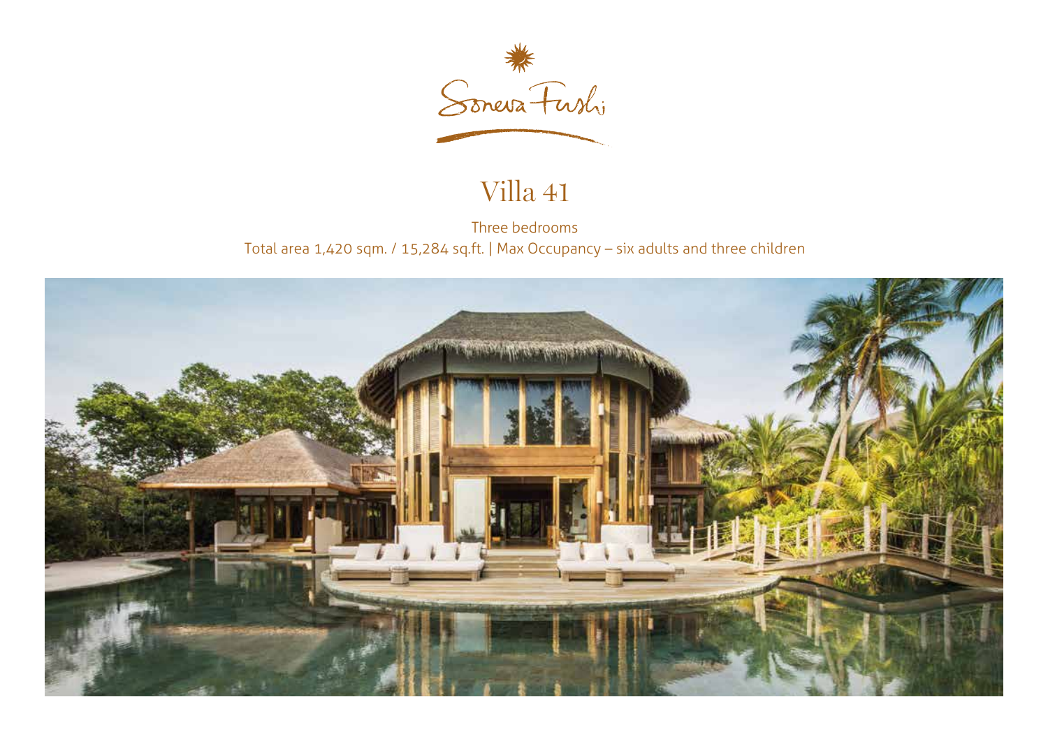Soneva Fushi

# Villa 41

Three bedrooms

Total area 1,420 sqm. / 15,284 sq.ft. | Max Occupancy – six adults and three children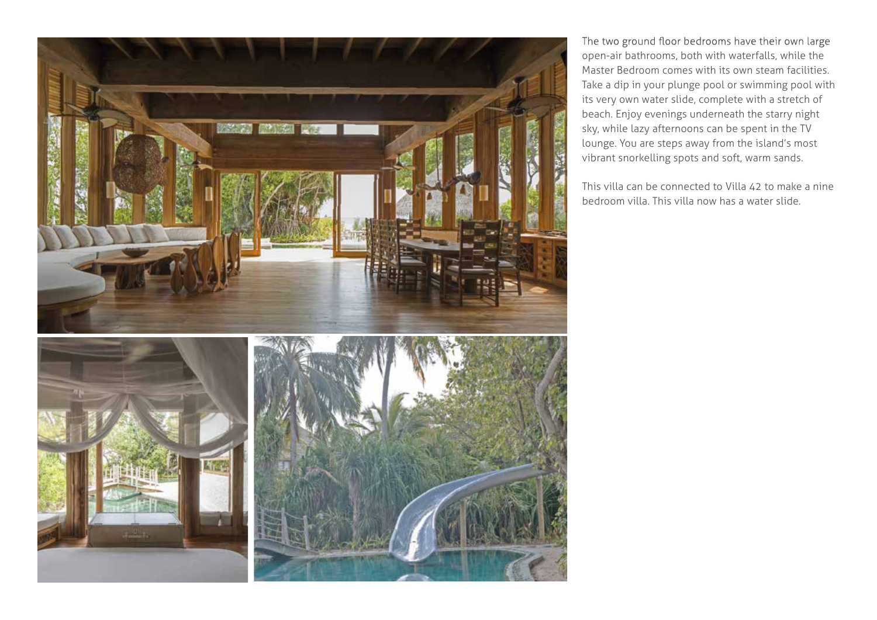The two ground floor bedrooms have their own large open-air bathrooms, both with waterfalls, while the Master Bedroom comes with its own steam facilities. Take a dip in your plunge pool or swimming pool with its very own water slide, complete with a stretch of beach. Enjoy evenings underneath the starry night sky, while lazy afternoons can be spent in the TV lounge. You are steps away from the island's most vibrant snorkelling spots and soft, warm sands.

This villa can be connected to Villa 42 to make a nine bedroom villa. This villa now has a water slide.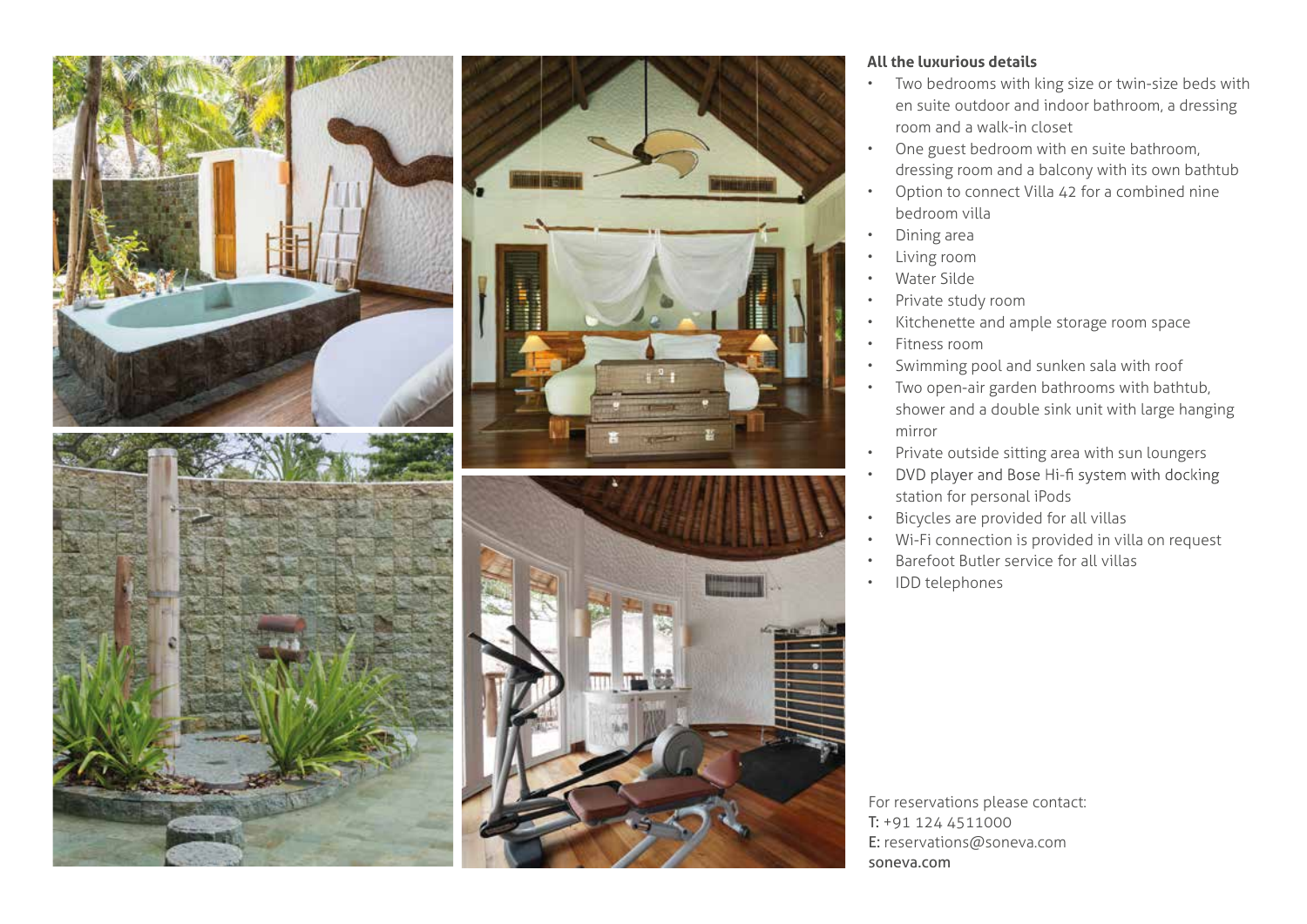**All the luxurious details**

- Two bedrooms with king size or twin-size beds with en suite outdoor and indoor bathroom, a dressing room and a walk-in closet
- One guest bedroom with en suite bathroom, dressing room and a balcony with its own bathtub
- Option to connect Villa 42 for a combined nine bedroom villa
- Dining area
- Living room
- Water Silde
- Private study room
- Kitchenette and ample storage room space
- Fitness room
- Swimming pool and sunken sala with roof
- Two open-air garden bathrooms with bathtub, shower and a double sink unit with large hanging mirror
- Private outside sitting area with sun loungers
- DVD player and Bose Hi-fi system with docking station for personal iPods
- Bicycles are provided for all villas
- Wi-Fi connection is provided in villa on request
- Barefoot Butler service for all villas
- IDD telephones

For reservations please contact:
T: +91 124 4511000
E: reservations@soneva.com
soneva.com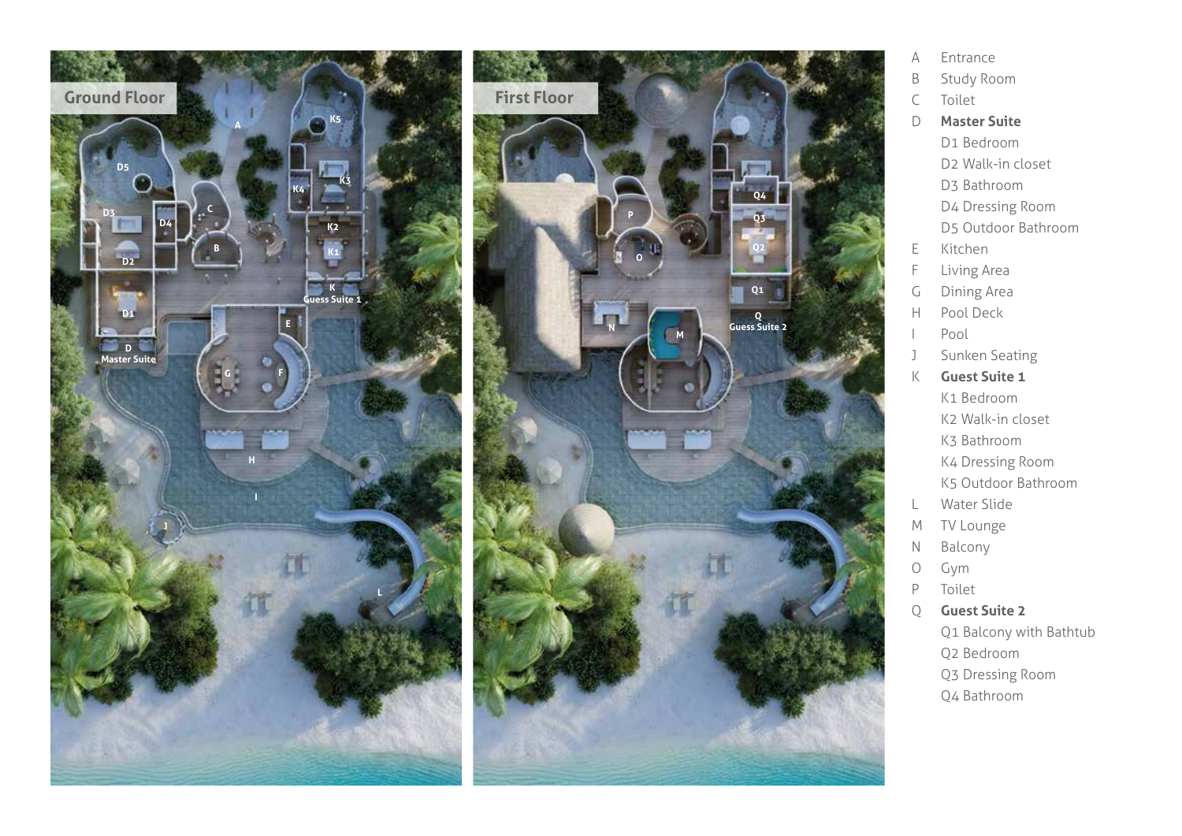Ground Floor

First Floor

A Entrance
B Study Room
C Toilet
D **Master Suite**
- D1 Bedroom
- D2 Walk-in closet
- D3 Bathroom
- D4 Dressing Room
- D5 Outdoor Bathroom

E Kitchen
F Living Area
G Dining Area
H Pool Deck
I Pool
J Sunken Seating
K **Guest Suite 1**
- K1 Bedroom
- K2 Walk-in closet
- K3 Bathroom
- K4 Dressing Room
- K5 Outdoor Bathroom

L Water Slide
M TV Lounge
N Balcony
O Gym
P Toilet
Q **Guest Suite 2**
- Q1 Balcony with Bathtub
- Q2 Bedroom
- Q3 Dressing Room
- Q4 Bathroom